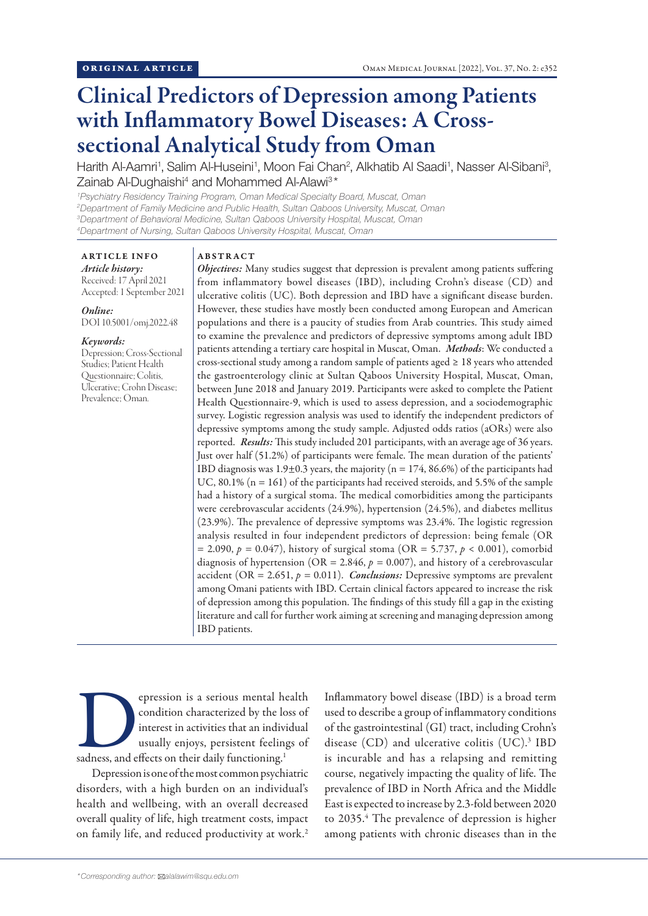ORIGINAL ARTICLE

# Clinical Predictors of Depression among Patients with Inflammatory Bowel Diseases: A Cross-sectional Analytical Study from Oman

Harith Al-Aamri[1], Salim Al-Huseini[1], Moon Fai Chan[2], Alkhatib Al Saadi[1], Nasser Al-Sibani[3], Zainab Al-Dughaishi[4] and Mohammed Al-Alawi[3]*

[1]*Psychiatry Residency Training Program, Oman Medical Specialty Board, Muscat, Oman*
[2]*Department of Family Medicine and Public Health, Sultan Qaboos University, Muscat, Oman*
[3]*Department of Behavioral Medicine, Sultan Qaboos University Hospital, Muscat, Oman*
[4]*Department of Nursing, Sultan Qaboos University Hospital, Muscat, Oman*

## ARTICLE INFO

***Article history:***
Received: 17 April 2021
Accepted: 1 September 2021

***Online:***
DOI 10.5001/omj.2022.48

***Keywords:***
Depression; Cross-Sectional Studies; Patient Health Questionnaire; Colitis, Ulcerative; Crohn Disease; Prevalence; Oman.

## ABSTRACT

***Objectives:*** Many studies suggest that depression is prevalent among patients suffering from inflammatory bowel diseases (IBD), including Crohn's disease (CD) and ulcerative colitis (UC). Both depression and IBD have a significant disease burden. However, these studies have mostly been conducted among European and American populations and there is a paucity of studies from Arab countries. This study aimed to examine the prevalence and predictors of depressive symptoms among adult IBD patients attending a tertiary care hospital in Muscat, Oman. ***Methods***: We conducted a cross-sectional study among a random sample of patients aged ≥ 18 years who attended the gastroenterology clinic at Sultan Qaboos University Hospital, Muscat, Oman, between June 2018 and January 2019. Participants were asked to complete the Patient Health Questionnaire-9, which is used to assess depression, and a sociodemographic survey. Logistic regression analysis was used to identify the independent predictors of depressive symptoms among the study sample. Adjusted odds ratios (aORs) were also reported. ***Results:*** This study included 201 participants, with an average age of 36 years. Just over half (51.2%) of participants were female. The mean duration of the patients' IBD diagnosis was 1.9±0.3 years, the majority (n = 174, 86.6%) of the participants had UC, 80.1% (n = 161) of the participants had received steroids, and 5.5% of the sample had a history of a surgical stoma. The medical comorbidities among the participants were cerebrovascular accidents (24.9%), hypertension (24.5%), and diabetes mellitus (23.9%). The prevalence of depressive symptoms was 23.4%. The logistic regression analysis resulted in four independent predictors of depression: being female (OR = 2.090, $p = 0.047$), history of surgical stoma (OR = 5.737, $p < 0.001$), comorbid diagnosis of hypertension (OR = 2.846, $p = 0.007$), and history of a cerebrovascular accident (OR = 2.651, $p = 0.011$). ***Conclusions:*** Depressive symptoms are prevalent among Omani patients with IBD. Certain clinical factors appeared to increase the risk of depression among this population. The findings of this study fill a gap in the existing literature and call for further work aiming at screening and managing depression among IBD patients.

Depression is a serious mental health condition characterized by the loss of interest in activities that an individual usually enjoys, persistent feelings of sadness, and effects on their daily functioning.[1]

Depression is one of the most common psychiatric disorders, with a high burden on an individual's health and wellbeing, with an overall decreased overall quality of life, high treatment costs, impact on family life, and reduced productivity at work.[2]

Inflammatory bowel disease (IBD) is a broad term used to describe a group of inflammatory conditions of the gastrointestinal (GI) tract, including Crohn's disease (CD) and ulcerative colitis (UC).[3] IBD is incurable and has a relapsing and remitting course, negatively impacting the quality of life. The prevalence of IBD in North Africa and the Middle East is expected to increase by 2.3-fold between 2020 to 2035.[4] The prevalence of depression is higher among patients with chronic diseases than in the

*Corresponding author: alalawim@squ.edu.om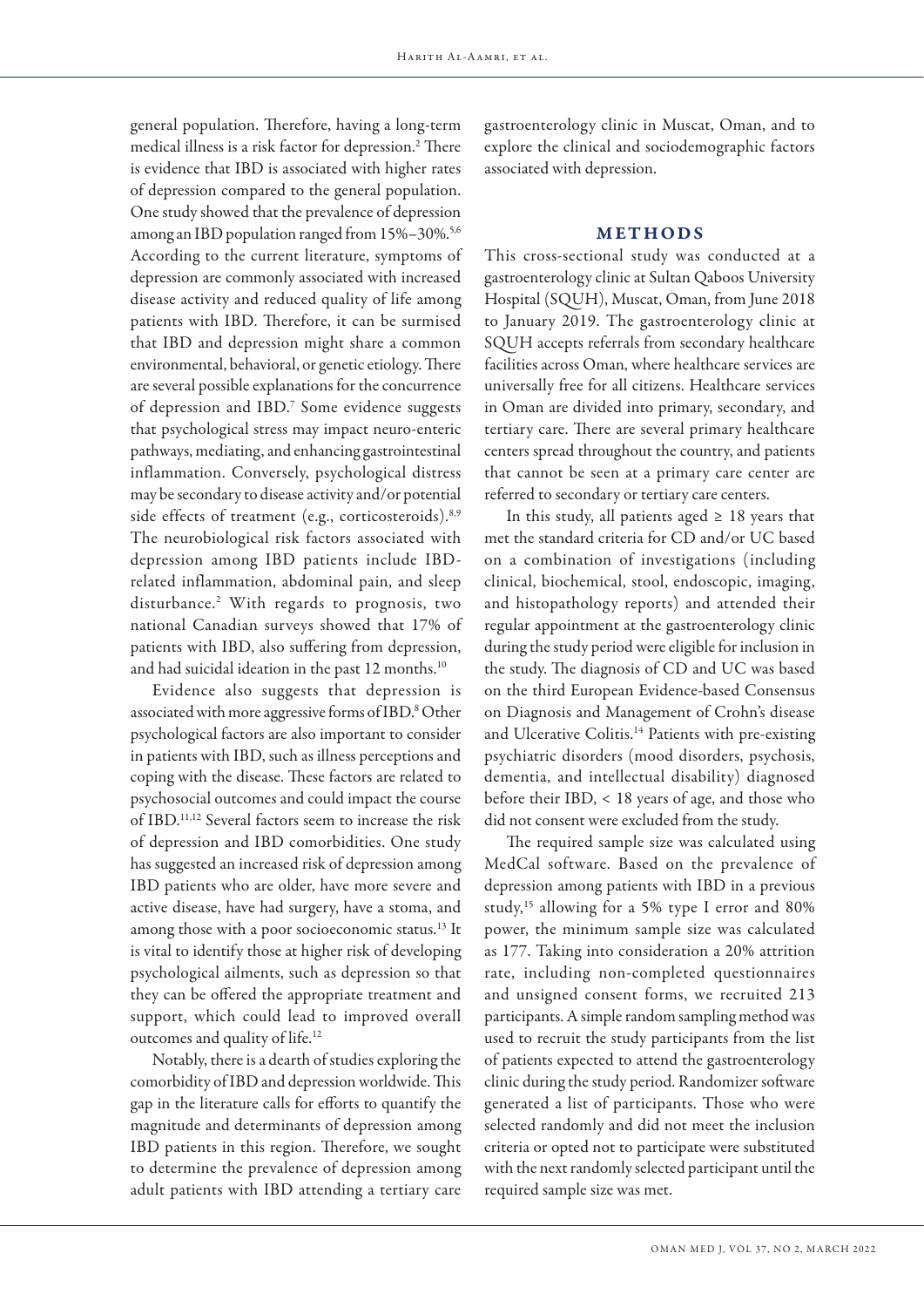general population. Therefore, having a long-term medical illness is a risk factor for depression.[2] There is evidence that IBD is associated with higher rates of depression compared to the general population. One study showed that the prevalence of depression among an IBD population ranged from 15%–30%.[5,6] According to the current literature, symptoms of depression are commonly associated with increased disease activity and reduced quality of life among patients with IBD. Therefore, it can be surmised that IBD and depression might share a common environmental, behavioral, or genetic etiology. There are several possible explanations for the concurrence of depression and IBD.[7] Some evidence suggests that psychological stress may impact neuro-enteric pathways, mediating, and enhancing gastrointestinal inflammation. Conversely, psychological distress may be secondary to disease activity and/or potential side effects of treatment (e.g., corticosteroids).[8,9] The neurobiological risk factors associated with depression among IBD patients include IBD-related inflammation, abdominal pain, and sleep disturbance.[2] With regards to prognosis, two national Canadian surveys showed that 17% of patients with IBD, also suffering from depression, and had suicidal ideation in the past 12 months.[10]

Evidence also suggests that depression is associated with more aggressive forms of IBD.[8] Other psychological factors are also important to consider in patients with IBD, such as illness perceptions and coping with the disease. These factors are related to psychosocial outcomes and could impact the course of IBD.[11,12] Several factors seem to increase the risk of depression and IBD comorbidities. One study has suggested an increased risk of depression among IBD patients who are older, have more severe and active disease, have had surgery, have a stoma, and among those with a poor socioeconomic status.[13] It is vital to identify those at higher risk of developing psychological ailments, such as depression so that they can be offered the appropriate treatment and support, which could lead to improved overall outcomes and quality of life.[12]

Notably, there is a dearth of studies exploring the comorbidity of IBD and depression worldwide. This gap in the literature calls for efforts to quantify the magnitude and determinants of depression among IBD patients in this region. Therefore, we sought to determine the prevalence of depression among adult patients with IBD attending a tertiary care gastroenterology clinic in Muscat, Oman, and to explore the clinical and sociodemographic factors associated with depression.

## METHODS

This cross-sectional study was conducted at a gastroenterology clinic at Sultan Qaboos University Hospital (SQUH), Muscat, Oman, from June 2018 to January 2019. The gastroenterology clinic at SQUH accepts referrals from secondary healthcare facilities across Oman, where healthcare services are universally free for all citizens. Healthcare services in Oman are divided into primary, secondary, and tertiary care. There are several primary healthcare centers spread throughout the country, and patients that cannot be seen at a primary care center are referred to secondary or tertiary care centers.

In this study, all patients aged ≥ 18 years that met the standard criteria for CD and/or UC based on a combination of investigations (including clinical, biochemical, stool, endoscopic, imaging, and histopathology reports) and attended their regular appointment at the gastroenterology clinic during the study period were eligible for inclusion in the study. The diagnosis of CD and UC was based on the third European Evidence-based Consensus on Diagnosis and Management of Crohn's disease and Ulcerative Colitis.[14] Patients with pre-existing psychiatric disorders (mood disorders, psychosis, dementia, and intellectual disability) diagnosed before their IBD, < 18 years of age, and those who did not consent were excluded from the study.

The required sample size was calculated using MedCal software. Based on the prevalence of depression among patients with IBD in a previous study,[15] allowing for a 5% type I error and 80% power, the minimum sample size was calculated as 177. Taking into consideration a 20% attrition rate, including non-completed questionnaires and unsigned consent forms, we recruited 213 participants. A simple random sampling method was used to recruit the study participants from the list of patients expected to attend the gastroenterology clinic during the study period. Randomizer software generated a list of participants. Those who were selected randomly and did not meet the inclusion criteria or opted not to participate were substituted with the next randomly selected participant until the required sample size was met.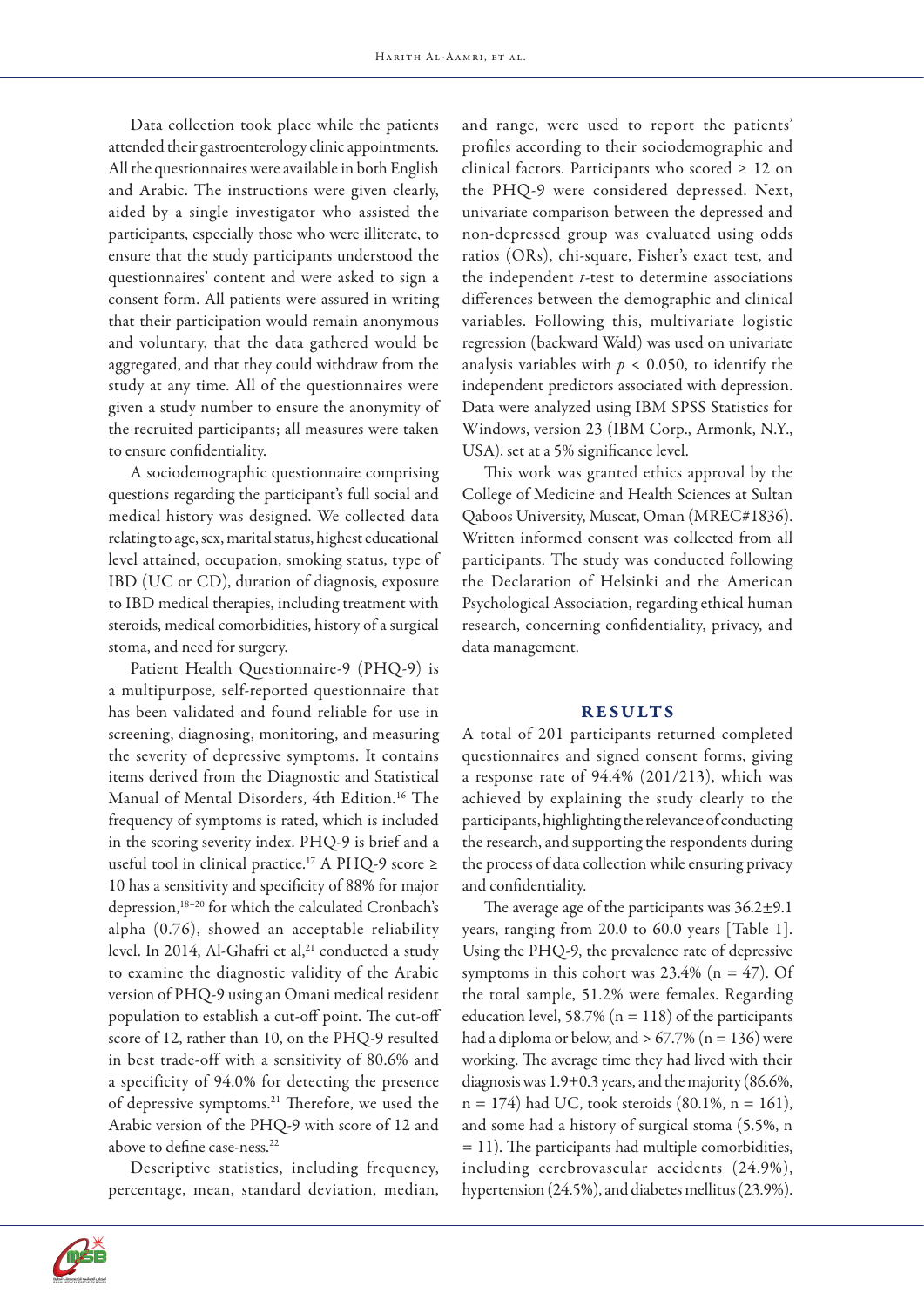Data collection took place while the patients attended their gastroenterology clinic appointments. All the questionnaires were available in both English and Arabic. The instructions were given clearly, aided by a single investigator who assisted the participants, especially those who were illiterate, to ensure that the study participants understood the questionnaires' content and were asked to sign a consent form. All patients were assured in writing that their participation would remain anonymous and voluntary, that the data gathered would be aggregated, and that they could withdraw from the study at any time. All of the questionnaires were given a study number to ensure the anonymity of the recruited participants; all measures were taken to ensure confidentiality.

A sociodemographic questionnaire comprising questions regarding the participant's full social and medical history was designed. We collected data relating to age, sex, marital status, highest educational level attained, occupation, smoking status, type of IBD (UC or CD), duration of diagnosis, exposure to IBD medical therapies, including treatment with steroids, medical comorbidities, history of a surgical stoma, and need for surgery.

Patient Health Questionnaire-9 (PHQ-9) is a multipurpose, self-reported questionnaire that has been validated and found reliable for use in screening, diagnosing, monitoring, and measuring the severity of depressive symptoms. It contains items derived from the Diagnostic and Statistical Manual of Mental Disorders, 4th Edition.[16] The frequency of symptoms is rated, which is included in the scoring severity index. PHQ-9 is brief and a useful tool in clinical practice.[17] A PHQ-9 score ≥ 10 has a sensitivity and specificity of 88% for major depression,[18–20] for which the calculated Cronbach's alpha (0.76), showed an acceptable reliability level. In 2014, Al-Ghafri et al,[21] conducted a study to examine the diagnostic validity of the Arabic version of PHQ-9 using an Omani medical resident population to establish a cut-off point. The cut-off score of 12, rather than 10, on the PHQ-9 resulted in best trade-off with a sensitivity of 80.6% and a specificity of 94.0% for detecting the presence of depressive symptoms.[21] Therefore, we used the Arabic version of the PHQ-9 with score of 12 and above to define case-ness.[22]

Descriptive statistics, including frequency, percentage, mean, standard deviation, median, and range, were used to report the patients' profiles according to their sociodemographic and clinical factors. Participants who scored ≥ 12 on the PHQ-9 were considered depressed. Next, univariate comparison between the depressed and non-depressed group was evaluated using odds ratios (ORs), chi-square, Fisher's exact test, and the independent *t*-test to determine associations differences between the demographic and clinical variables. Following this, multivariate logistic regression (backward Wald) was used on univariate analysis variables with $p < 0.050$, to identify the independent predictors associated with depression. Data were analyzed using IBM SPSS Statistics for Windows, version 23 (IBM Corp., Armonk, N.Y., USA), set at a 5% significance level.

This work was granted ethics approval by the College of Medicine and Health Sciences at Sultan Qaboos University, Muscat, Oman (MREC#1836). Written informed consent was collected from all participants. The study was conducted following the Declaration of Helsinki and the American Psychological Association, regarding ethical human research, concerning confidentiality, privacy, and data management.

## RESULTS

A total of 201 participants returned completed questionnaires and signed consent forms, giving a response rate of 94.4% (201/213), which was achieved by explaining the study clearly to the participants, highlighting the relevance of conducting the research, and supporting the respondents during the process of data collection while ensuring privacy and confidentiality.

The average age of the participants was 36.2±9.1 years, ranging from 20.0 to 60.0 years [Table 1]. Using the PHQ-9, the prevalence rate of depressive symptoms in this cohort was 23.4% (n = 47). Of the total sample, 51.2% were females. Regarding education level, 58.7% (n = 118) of the participants had a diploma or below, and > 67.7% (n = 136) were working. The average time they had lived with their diagnosis was 1.9±0.3 years, and the majority (86.6%, n = 174) had UC, took steroids (80.1%, n = 161), and some had a history of surgical stoma (5.5%, n = 11). The participants had multiple comorbidities, including cerebrovascular accidents (24.9%), hypertension (24.5%), and diabetes mellitus (23.9%).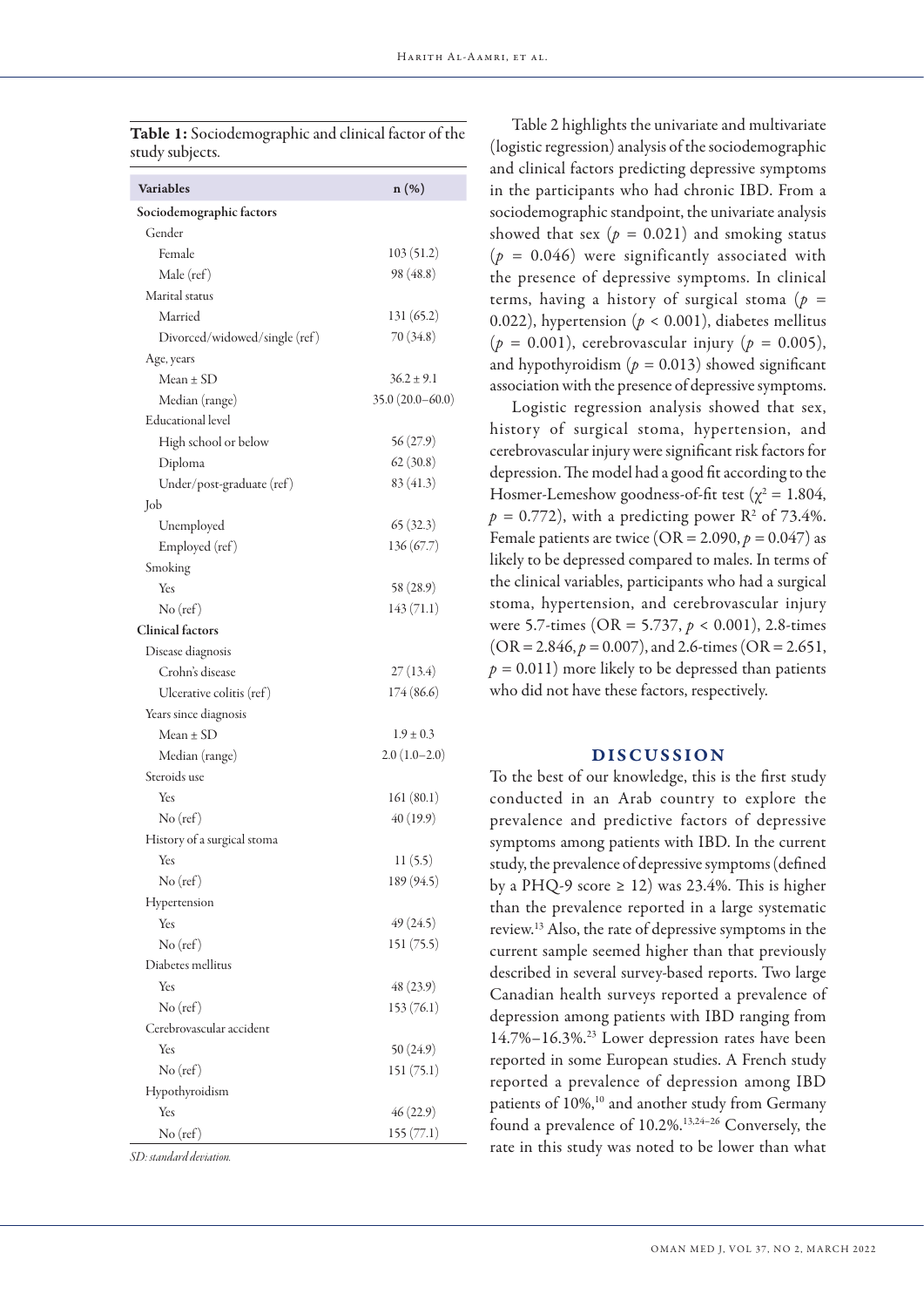**Table 1:** Sociodemographic and clinical factor of the study subjects.

| Variables | n (%) |
|---|---|
| **Sociodemographic factors** | |
| Gender | |
| Female | 103 (51.2) |
| Male (ref) | 98 (48.8) |
| Marital status | |
| Married | 131 (65.2) |
| Divorced/widowed/single (ref) | 70 (34.8) |
| Age, years | |
| Mean ± SD | 36.2 ± 9.1 |
| Median (range) | 35.0 (20.0–60.0) |
| Educational level | |
| High school or below | 56 (27.9) |
| Diploma | 62 (30.8) |
| Under/post-graduate (ref) | 83 (41.3) |
| Job | |
| Unemployed | 65 (32.3) |
| Employed (ref) | 136 (67.7) |
| Smoking | |
| Yes | 58 (28.9) |
| No (ref) | 143 (71.1) |
| **Clinical factors** | |
| Disease diagnosis | |
| Crohn's disease | 27 (13.4) |
| Ulcerative colitis (ref) | 174 (86.6) |
| Years since diagnosis | |
| Mean ± SD | 1.9 ± 0.3 |
| Median (range) | 2.0 (1.0–2.0) |
| Steroids use | |
| Yes | 161 (80.1) |
| No (ref) | 40 (19.9) |
| History of a surgical stoma | |
| Yes | 11 (5.5) |
| No (ref) | 189 (94.5) |
| Hypertension | |
| Yes | 49 (24.5) |
| No (ref) | 151 (75.5) |
| Diabetes mellitus | |
| Yes | 48 (23.9) |
| No (ref) | 153 (76.1) |
| Cerebrovascular accident | |
| Yes | 50 (24.9) |
| No (ref) | 151 (75.1) |
| Hypothyroidism | |
| Yes | 46 (22.9) |
| No (ref) | 155 (77.1) |

*SD: standard deviation.*

Table 2 highlights the univariate and multivariate (logistic regression) analysis of the sociodemographic and clinical factors predicting depressive symptoms in the participants who had chronic IBD. From a sociodemographic standpoint, the univariate analysis showed that sex ($p = 0.021$) and smoking status ($p = 0.046$) were significantly associated with the presence of depressive symptoms. In clinical terms, having a history of surgical stoma ($p = 0.022$), hypertension ($p < 0.001$), diabetes mellitus ($p = 0.001$), cerebrovascular injury ($p = 0.005$), and hypothyroidism ($p = 0.013$) showed significant association with the presence of depressive symptoms.

Logistic regression analysis showed that sex, history of surgical stoma, hypertension, and cerebrovascular injury were significant risk factors for depression. The model had a good fit according to the Hosmer-Lemeshow goodness-of-fit test ($\chi^2 = 1.804$, $p = 0.772$), with a predicting power $R^2$ of 73.4%. Female patients are twice (OR = 2.090, $p = 0.047$) as likely to be depressed compared to males. In terms of the clinical variables, participants who had a surgical stoma, hypertension, and cerebrovascular injury were 5.7-times (OR = 5.737, $p < 0.001$), 2.8-times (OR = 2.846, $p = 0.007$), and 2.6-times (OR = 2.651, $p = 0.011$) more likely to be depressed than patients who did not have these factors, respectively.

## DISCUSSION

To the best of our knowledge, this is the first study conducted in an Arab country to explore the prevalence and predictive factors of depressive symptoms among patients with IBD. In the current study, the prevalence of depressive symptoms (defined by a PHQ-9 score ≥ 12) was 23.4%. This is higher than the prevalence reported in a large systematic review.[13] Also, the rate of depressive symptoms in the current sample seemed higher than that previously described in several survey-based reports. Two large Canadian health surveys reported a prevalence of depression among patients with IBD ranging from 14.7%–16.3%.[23] Lower depression rates have been reported in some European studies. A French study reported a prevalence of depression among IBD patients of 10%,[10] and another study from Germany found a prevalence of 10.2%.[13,24–26] Conversely, the rate in this study was noted to be lower than what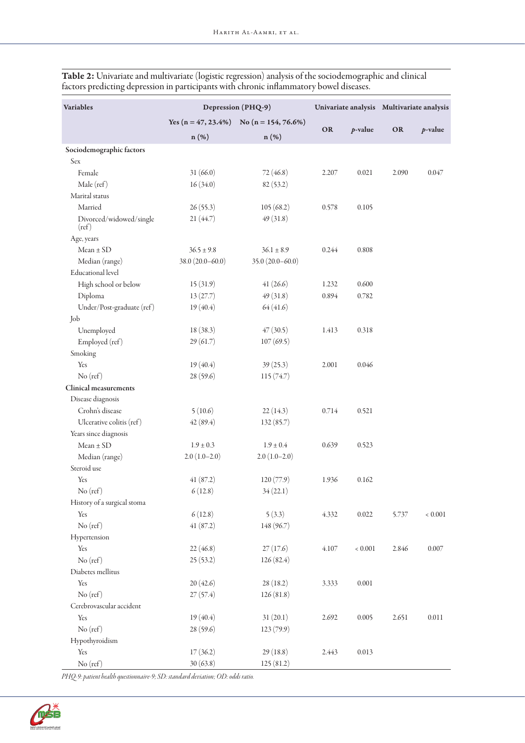**Table 2:** Univariate and multivariate (logistic regression) analysis of the sociodemographic and clinical factors predicting depression in participants with chronic inflammatory bowel diseases.

| Variables | Depression (PHQ-9) | | Univariate analysis | | Multivariate analysis | |
|---|---|---|---|---|---|---|
| | Yes (n = 47, 23.4%) n (%) | No (n = 154, 76.6%) n (%) | OR | *p*-value | OR | *p*-value |
| **Sociodemographic factors** | | | | | | |
| Sex | | | | | | |
| Female | 31 (66.0) | 72 (46.8) | 2.207 | 0.021 | 2.090 | 0.047 |
| Male (ref) | 16 (34.0) | 82 (53.2) | | | | |
| Marital status | | | | | | |
| Married | 26 (55.3) | 105 (68.2) | 0.578 | 0.105 | | |
| Divorced/widowed/single (ref) | 21 (44.7) | 49 (31.8) | | | | |
| Age, years | | | | | | |
| Mean ± SD | 36.5 ± 9.8 | 36.1 ± 8.9 | 0.244 | 0.808 | | |
| Median (range) | 38.0 (20.0–60.0) | 35.0 (20.0–60.0) | | | | |
| Educational level | | | | | | |
| High school or below | 15 (31.9) | 41 (26.6) | 1.232 | 0.600 | | |
| Diploma | 13 (27.7) | 49 (31.8) | 0.894 | 0.782 | | |
| Under/Post-graduate (ref) | 19 (40.4) | 64 (41.6) | | | | |
| Job | | | | | | |
| Unemployed | 18 (38.3) | 47 (30.5) | 1.413 | 0.318 | | |
| Employed (ref) | 29 (61.7) | 107 (69.5) | | | | |
| Smoking | | | | | | |
| Yes | 19 (40.4) | 39 (25.3) | 2.001 | 0.046 | | |
| No (ref) | 28 (59.6) | 115 (74.7) | | | | |
| **Clinical measurements** | | | | | | |
| Disease diagnosis | | | | | | |
| Crohn's disease | 5 (10.6) | 22 (14.3) | 0.714 | 0.521 | | |
| Ulcerative colitis (ref) | 42 (89.4) | 132 (85.7) | | | | |
| Years since diagnosis | | | | | | |
| Mean ± SD | 1.9 ± 0.3 | 1.9 ± 0.4 | 0.639 | 0.523 | | |
| Median (range) | 2.0 (1.0–2.0) | 2.0 (1.0–2.0) | | | | |
| Steroid use | | | | | | |
| Yes | 41 (87.2) | 120 (77.9) | 1.936 | 0.162 | | |
| No (ref) | 6 (12.8) | 34 (22.1) | | | | |
| History of a surgical stoma | | | | | | |
| Yes | 6 (12.8) | 5 (3.3) | 4.332 | 0.022 | 5.737 | < 0.001 |
| No (ref) | 41 (87.2) | 148 (96.7) | | | | |
| Hypertension | | | | | | |
| Yes | 22 (46.8) | 27 (17.6) | 4.107 | < 0.001 | 2.846 | 0.007 |
| No (ref) | 25 (53.2) | 126 (82.4) | | | | |
| Diabetes mellitus | | | | | | |
| Yes | 20 (42.6) | 28 (18.2) | 3.333 | 0.001 | | |
| No (ref) | 27 (57.4) | 126 (81.8) | | | | |
| Cerebrovascular accident | | | | | | |
| Yes | 19 (40.4) | 31 (20.1) | 2.692 | 0.005 | 2.651 | 0.011 |
| No (ref) | 28 (59.6) | 123 (79.9) | | | | |
| Hypothyroidism | | | | | | |
| Yes | 17 (36.2) | 29 (18.8) | 2.443 | 0.013 | | |
| No (ref) | 30 (63.8) | 125 (81.2) | | | | |

*PHQ-9: patient health questionnaire-9; SD: standard deviation; OD: odds ratio.*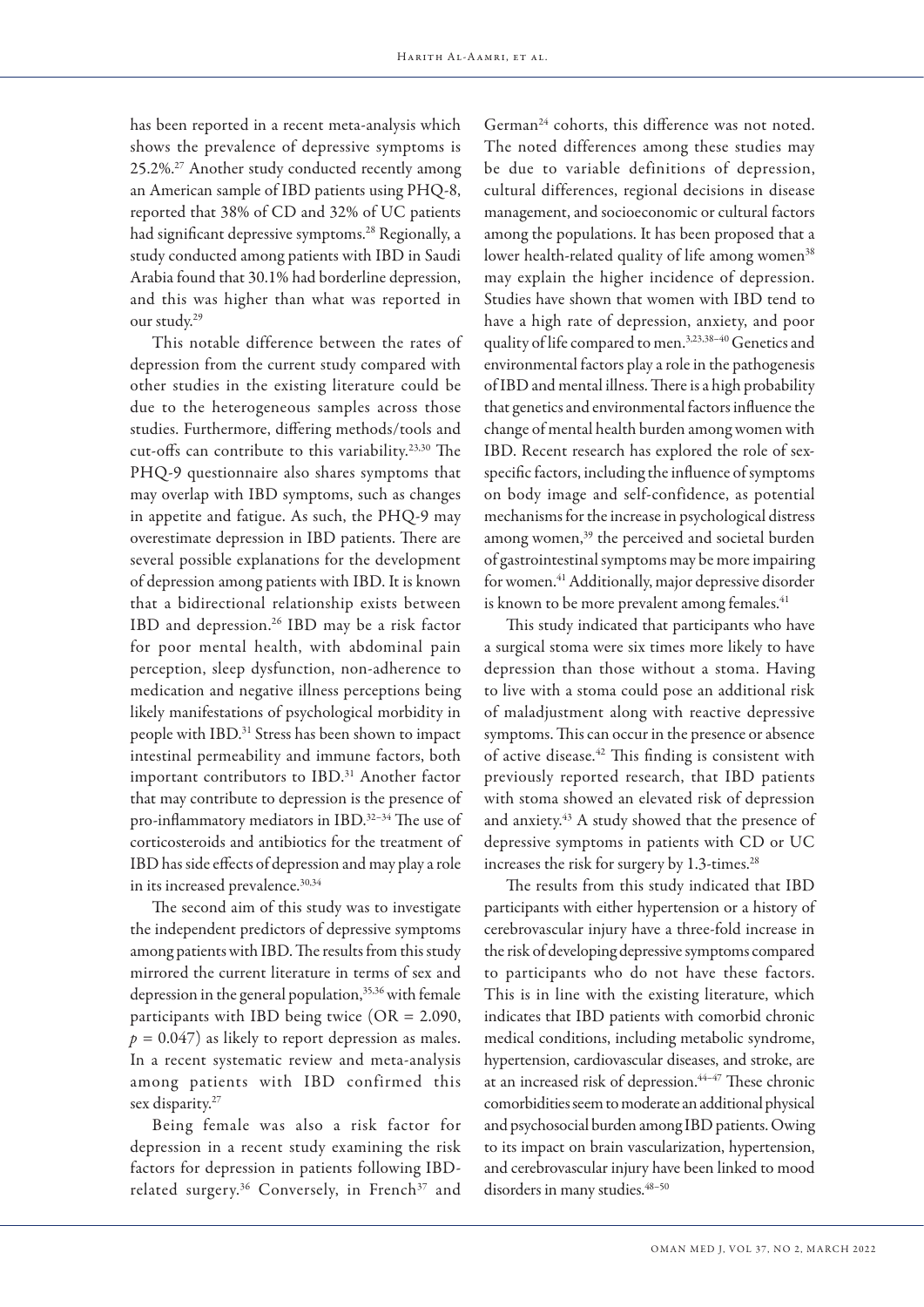has been reported in a recent meta-analysis which shows the prevalence of depressive symptoms is 25.2%.[27] Another study conducted recently among an American sample of IBD patients using PHQ-8, reported that 38% of CD and 32% of UC patients had significant depressive symptoms.[28] Regionally, a study conducted among patients with IBD in Saudi Arabia found that 30.1% had borderline depression, and this was higher than what was reported in our study.[29]

This notable difference between the rates of depression from the current study compared with other studies in the existing literature could be due to the heterogeneous samples across those studies. Furthermore, differing methods/tools and cut-offs can contribute to this variability.[23,30] The PHQ-9 questionnaire also shares symptoms that may overlap with IBD symptoms, such as changes in appetite and fatigue. As such, the PHQ-9 may overestimate depression in IBD patients. There are several possible explanations for the development of depression among patients with IBD. It is known that a bidirectional relationship exists between IBD and depression.[26] IBD may be a risk factor for poor mental health, with abdominal pain perception, sleep dysfunction, non-adherence to medication and negative illness perceptions being likely manifestations of psychological morbidity in people with IBD.[31] Stress has been shown to impact intestinal permeability and immune factors, both important contributors to IBD.[31] Another factor that may contribute to depression is the presence of pro-inflammatory mediators in IBD.[32–34] The use of corticosteroids and antibiotics for the treatment of IBD has side effects of depression and may play a role in its increased prevalence.[30,34]

The second aim of this study was to investigate the independent predictors of depressive symptoms among patients with IBD. The results from this study mirrored the current literature in terms of sex and depression in the general population,[35,36] with female participants with IBD being twice (OR = 2.090, $p = 0.047$) as likely to report depression as males. In a recent systematic review and meta-analysis among patients with IBD confirmed this sex disparity.[27]

Being female was also a risk factor for depression in a recent study examining the risk factors for depression in patients following IBD-related surgery.[36] Conversely, in French[37] and German[24] cohorts, this difference was not noted. The noted differences among these studies may be due to variable definitions of depression, cultural differences, regional decisions in disease management, and socioeconomic or cultural factors among the populations. It has been proposed that a lower health-related quality of life among women[38] may explain the higher incidence of depression. Studies have shown that women with IBD tend to have a high rate of depression, anxiety, and poor quality of life compared to men.[3,23,38–40] Genetics and environmental factors play a role in the pathogenesis of IBD and mental illness. There is a high probability that genetics and environmental factors influence the change of mental health burden among women with IBD. Recent research has explored the role of sex-specific factors, including the influence of symptoms on body image and self-confidence, as potential mechanisms for the increase in psychological distress among women,[39] the perceived and societal burden of gastrointestinal symptoms may be more impairing for women.[41] Additionally, major depressive disorder is known to be more prevalent among females.[41]

This study indicated that participants who have a surgical stoma were six times more likely to have depression than those without a stoma. Having to live with a stoma could pose an additional risk of maladjustment along with reactive depressive symptoms. This can occur in the presence or absence of active disease.[42] This finding is consistent with previously reported research, that IBD patients with stoma showed an elevated risk of depression and anxiety.[43] A study showed that the presence of depressive symptoms in patients with CD or UC increases the risk for surgery by 1.3-times.[28]

The results from this study indicated that IBD participants with either hypertension or a history of cerebrovascular injury have a three-fold increase in the risk of developing depressive symptoms compared to participants who do not have these factors. This is in line with the existing literature, which indicates that IBD patients with comorbid chronic medical conditions, including metabolic syndrome, hypertension, cardiovascular diseases, and stroke, are at an increased risk of depression.[44–47] These chronic comorbidities seem to moderate an additional physical and psychosocial burden among IBD patients. Owing to its impact on brain vascularization, hypertension, and cerebrovascular injury have been linked to mood disorders in many studies.[48–50]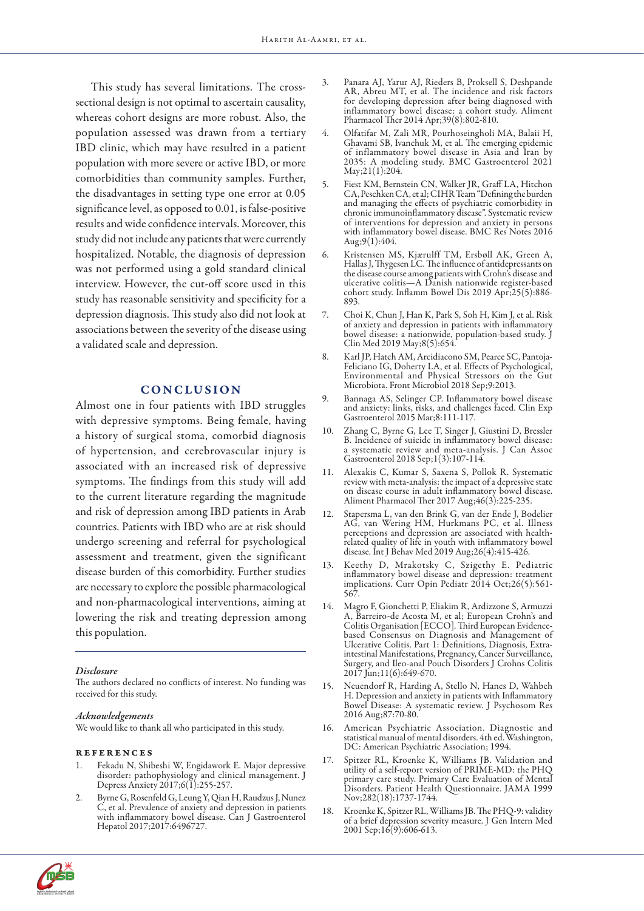This study has several limitations. The cross-sectional design is not optimal to ascertain causality, whereas cohort designs are more robust. Also, the population assessed was drawn from a tertiary IBD clinic, which may have resulted in a patient population with more severe or active IBD, or more comorbidities than community samples. Further, the disadvantages in setting type one error at 0.05 significance level, as opposed to 0.01, is false-positive results and wide confidence intervals. Moreover, this study did not include any patients that were currently hospitalized. Notable, the diagnosis of depression was not performed using a gold standard clinical interview. However, the cut-off score used in this study has reasonable sensitivity and specificity for a depression diagnosis. This study also did not look at associations between the severity of the disease using a validated scale and depression.

## CONCLUSION

Almost one in four patients with IBD struggles with depressive symptoms. Being female, having a history of surgical stoma, comorbid diagnosis of hypertension, and cerebrovascular injury is associated with an increased risk of depressive symptoms. The findings from this study will add to the current literature regarding the magnitude and risk of depression among IBD patients in Arab countries. Patients with IBD who are at risk should undergo screening and referral for psychological assessment and treatment, given the significant disease burden of this comorbidity. Further studies are necessary to explore the possible pharmacological and non-pharmacological interventions, aiming at lowering the risk and treating depression among this population.

### *Disclosure*

The authors declared no conflicts of interest. No funding was received for this study.

### *Acknowledgements*

We would like to thank all who participated in this study.

### REFERENCES

1. Fekadu N, Shibeshi W, Engidawork E. Major depressive disorder: pathophysiology and clinical management. J Depress Anxiety 2017;6(1):255-257.
2. Byrne G, Rosenfeld G, Leung Y, Qian H, Raudzus J, Nunez C, et al. Prevalence of anxiety and depression in patients with inflammatory bowel disease. Can J Gastroenterol Hepatol 2017;2017:6496727.
3. Panara AJ, Yarur AJ, Rieders B, Proksell S, Deshpande AR, Abreu MT, et al. The incidence and risk factors for developing depression after being diagnosed with inflammatory bowel disease: a cohort study. Aliment Pharmacol Ther 2014 Apr;39(8):802-810.
4. Olfatifar M, Zali MR, Pourhoseingholi MA, Balaii H, Ghavami SB, Ivanchuk M, et al. The emerging epidemic of inflammatory bowel disease in Asia and Iran by 2035: A modeling study. BMC Gastroenterol 2021 May;21(1):204.
5. Fiest KM, Bernstein CN, Walker JR, Graff LA, Hitchon CA, Peschken CA, et al; CIHR Team "Defining the burden and managing the effects of psychiatric comorbidity in chronic immunoinflammatory disease". Systematic review of interventions for depression and anxiety in persons with inflammatory bowel disease. BMC Res Notes 2016 Aug;9(1):404.
6. Kristensen MS, Kjærulff TM, Ersbøll AK, Green A, Hallas J, Thygesen LC. The influence of antidepressants on the disease course among patients with Crohn's disease and ulcerative colitis—A Danish nationwide register-based cohort study. Inflamm Bowel Dis 2019 Apr;25(5):886-893.
7. Choi K, Chun J, Han K, Park S, Soh H, Kim J, et al. Risk of anxiety and depression in patients with inflammatory bowel disease: a nationwide, population-based study. J Clin Med 2019 May;8(5):654.
8. Karl JP, Hatch AM, Arcidiacono SM, Pearce SC, Pantoja-Feliciano IG, Doherty LA, et al. Effects of Psychological, Environmental and Physical Stressors on the Gut Microbiota. Front Microbiol 2018 Sep;9:2013.
9. Bannaga AS, Selinger CP. Inflammatory bowel disease and anxiety: links, risks, and challenges faced. Clin Exp Gastroenterol 2015 Mar;8:111-117.
10. Zhang C, Byrne G, Lee T, Singer J, Giustini D, Bressler B. Incidence of suicide in inflammatory bowel disease: a systematic review and meta-analysis. J Can Assoc Gastroenterol 2018 Sep;1(3):107-114.
11. Alexakis C, Kumar S, Saxena S, Pollok R. Systematic review with meta-analysis: the impact of a depressive state on disease course in adult inflammatory bowel disease. Aliment Pharmacol Ther 2017 Aug;46(3):225-235.
12. Stapersma L, van den Brink G, van der Ende J, Bodelier AG, van Wering HM, Hurkmans PC, et al. Illness perceptions and depression are associated with health-related quality of life in youth with inflammatory bowel disease. Int J Behav Med 2019 Aug;26(4):415-426.
13. Keethy D, Mrakotsky C, Szigethy E. Pediatric inflammatory bowel disease and depression: treatment implications. Curr Opin Pediatr 2014 Oct;26(5):561-567.
14. Magro F, Gionchetti P, Eliakim R, Ardizzone S, Armuzzi A, Barreiro-de Acosta M, et al; European Crohn's and Colitis Organisation [ECCO]. Third European Evidence-based Consensus on Diagnosis and Management of Ulcerative Colitis. Part 1: Definitions, Diagnosis, Extra-intestinal Manifestations, Pregnancy, Cancer Surveillance, Surgery, and Ileo-anal Pouch Disorders J Crohns Colitis 2017 Jun;11(6):649-670.
15. Neuendorf R, Harding A, Stello N, Hanes D, Wahbeh H. Depression and anxiety in patients with Inflammatory Bowel Disease: A systematic review. J Psychosom Res 2016 Aug;87:70-80.
16. American Psychiatric Association. Diagnostic and statistical manual of mental disorders. 4th ed. Washington, DC: American Psychiatric Association; 1994.
17. Spitzer RL, Kroenke K, Williams JB. Validation and utility of a self-report version of PRIME-MD: the PHQ primary care study. Primary Care Evaluation of Mental Disorders. Patient Health Questionnaire. JAMA 1999 Nov;282(18):1737-1744.
18. Kroenke K, Spitzer RL, Williams JB. The PHQ-9: validity of a brief depression severity measure. J Gen Intern Med 2001 Sep;16(9):606-613.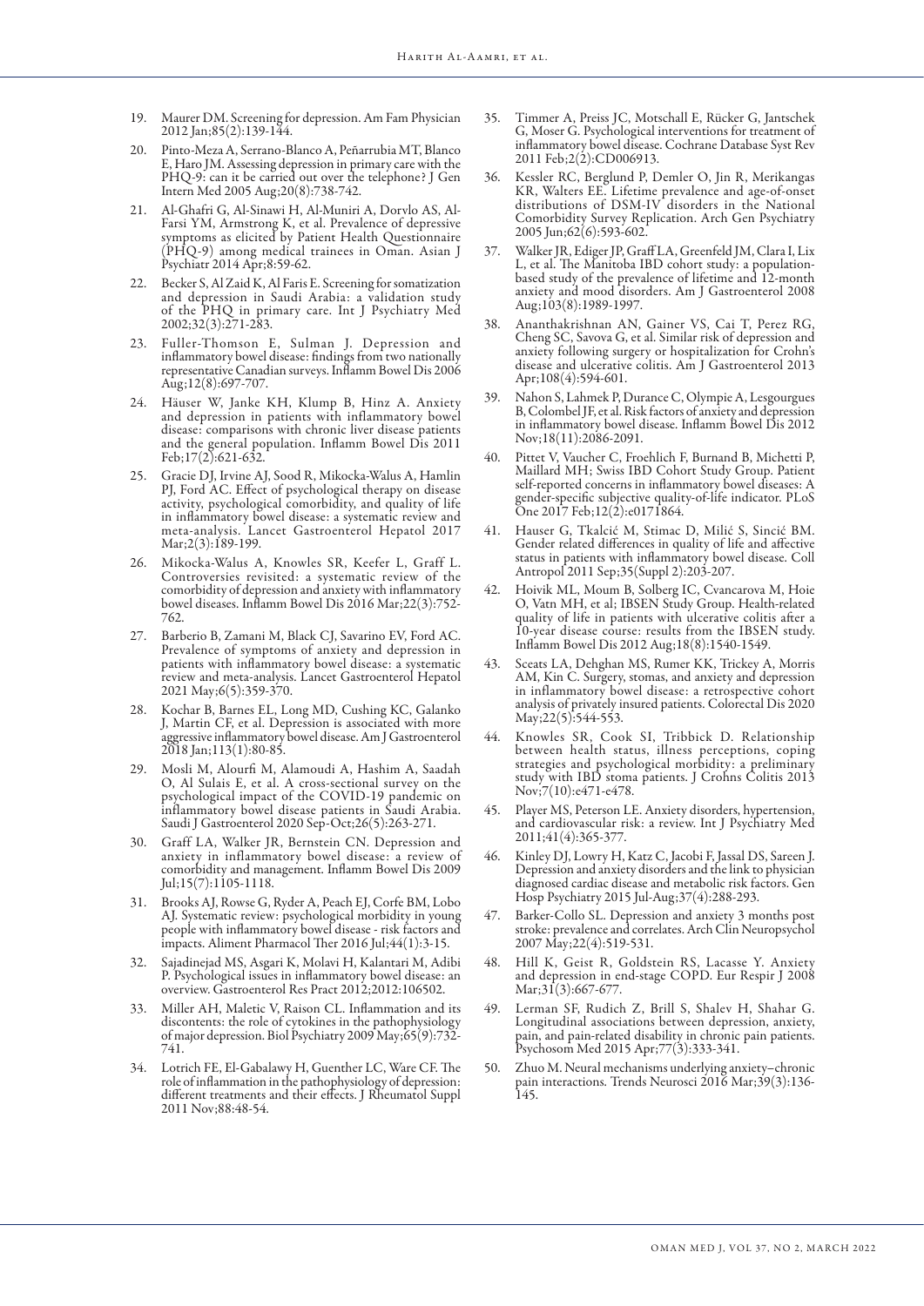19. Maurer DM. Screening for depression. Am Fam Physician 2012 Jan;85(2):139-144.
20. Pinto-Meza A, Serrano-Blanco A, Peñarrubia MT, Blanco E, Haro JM. Assessing depression in primary care with the PHQ-9: can it be carried out over the telephone? J Gen Intern Med 2005 Aug;20(8):738-742.
21. Al-Ghafri G, Al-Sinawi H, Al-Muniri A, Dorvlo AS, Al-Farsi YM, Armstrong K, et al. Prevalence of depressive symptoms as elicited by Patient Health Questionnaire (PHQ-9) among medical trainees in Oman. Asian J Psychiatr 2014 Apr;8:59-62.
22. Becker S, Al Zaid K, Al Faris E. Screening for somatization and depression in Saudi Arabia: a validation study of the PHQ in primary care. Int J Psychiatry Med 2002;32(3):271-283.
23. Fuller-Thomson E, Sulman J. Depression and inflammatory bowel disease: findings from two nationally representative Canadian surveys. Inflamm Bowel Dis 2006 Aug;12(8):697-707.
24. Häuser W, Janke KH, Klump B, Hinz A. Anxiety and depression in patients with inflammatory bowel disease: comparisons with chronic liver disease patients and the general population. Inflamm Bowel Dis 2011 Feb;17(2):621-632.
25. Gracie DJ, Irvine AJ, Sood R, Mikocka-Walus A, Hamlin PJ, Ford AC. Effect of psychological therapy on disease activity, psychological comorbidity, and quality of life in inflammatory bowel disease: a systematic review and meta-analysis. Lancet Gastroenterol Hepatol 2017 Mar;2(3):189-199.
26. Mikocka-Walus A, Knowles SR, Keefer L, Graff L. Controversies revisited: a systematic review of the comorbidity of depression and anxiety with inflammatory bowel diseases. Inflamm Bowel Dis 2016 Mar;22(3):752-762.
27. Barberio B, Zamani M, Black CJ, Savarino EV, Ford AC. Prevalence of symptoms of anxiety and depression in patients with inflammatory bowel disease: a systematic review and meta-analysis. Lancet Gastroenterol Hepatol 2021 May;6(5):359-370.
28. Kochar B, Barnes EL, Long MD, Cushing KC, Galanko J, Martin CF, et al. Depression is associated with more aggressive inflammatory bowel disease. Am J Gastroenterol 2018 Jan;113(1):80-85.
29. Mosli M, Alourfi M, Alamoudi A, Hashim A, Saadah O, Al Sulais E, et al. A cross-sectional survey on the psychological impact of the COVID-19 pandemic on inflammatory bowel disease patients in Saudi Arabia. Saudi J Gastroenterol 2020 Sep-Oct;26(5):263-271.
30. Graff LA, Walker JR, Bernstein CN. Depression and anxiety in inflammatory bowel disease: a review of comorbidity and management. Inflamm Bowel Dis 2009 Jul;15(7):1105-1118.
31. Brooks AJ, Rowse G, Ryder A, Peach EJ, Corfe BM, Lobo AJ. Systematic review: psychological morbidity in young people with inflammatory bowel disease - risk factors and impacts. Aliment Pharmacol Ther 2016 Jul;44(1):3-15.
32. Sajadinejad MS, Asgari K, Molavi H, Kalantari M, Adibi P. Psychological issues in inflammatory bowel disease: an overview. Gastroenterol Res Pract 2012;2012:106502.
33. Miller AH, Maletic V, Raison CL. Inflammation and its discontents: the role of cytokines in the pathophysiology of major depression. Biol Psychiatry 2009 May;65(9):732-741.
34. Lotrich FE, El-Gabalawy H, Guenther LC, Ware CF. The role of inflammation in the pathophysiology of depression: different treatments and their effects. J Rheumatol Suppl 2011 Nov;88:48-54.
35. Timmer A, Preiss JC, Motschall E, Rücker G, Jantschek G, Moser G. Psychological interventions for treatment of inflammatory bowel disease. Cochrane Database Syst Rev 2011 Feb;2(2):CD006913.
36. Kessler RC, Berglund P, Demler O, Jin R, Merikangas KR, Walters EE. Lifetime prevalence and age-of-onset distributions of DSM-IV disorders in the National Comorbidity Survey Replication. Arch Gen Psychiatry 2005 Jun;62(6):593-602.
37. Walker JR, Ediger JP, Graff LA, Greenfeld JM, Clara I, Lix L, et al. The Manitoba IBD cohort study: a population-based study of the prevalence of lifetime and 12-month anxiety and mood disorders. Am J Gastroenterol 2008 Aug;103(8):1989-1997.
38. Ananthakrishnan AN, Gainer VS, Cai T, Perez RG, Cheng SC, Savova G, et al. Similar risk of depression and anxiety following surgery or hospitalization for Crohn's disease and ulcerative colitis. Am J Gastroenterol 2013 Apr;108(4):594-601.
39. Nahon S, Lahmek P, Durance C, Olympie A, Lesgourgues B, Colombel JF, et al. Risk factors of anxiety and depression in inflammatory bowel disease. Inflamm Bowel Dis 2012 Nov;18(11):2086-2091.
40. Pittet V, Vaucher C, Froehlich F, Burnand B, Michetti P, Maillard MH; Swiss IBD Cohort Study Group. Patient self-reported concerns in inflammatory bowel diseases: A gender-specific subjective quality-of-life indicator. PLoS One 2017 Feb;12(2):e0171864.
41. Hauser G, Tkalcić M, Stimac D, Milić S, Sincić BM. Gender related differences in quality of life and affective status in patients with inflammatory bowel disease. Coll Antropol 2011 Sep;35(Suppl 2):203-207.
42. Hoivik ML, Moum B, Solberg IC, Cvancarova M, Hoie O, Vatn MH, et al; IBSEN Study Group. Health-related quality of life in patients with ulcerative colitis after a 10-year disease course: results from the IBSEN study. Inflamm Bowel Dis 2012 Aug;18(8):1540-1549.
43. Sceats LA, Dehghan MS, Rumer KK, Trickey A, Morris AM, Kin C. Surgery, stomas, and anxiety and depression in inflammatory bowel disease: a retrospective cohort analysis of privately insured patients. Colorectal Dis 2020 May;22(5):544-553.
44. Knowles SR, Cook SI, Tribbick D. Relationship between health status, illness perceptions, coping strategies and psychological morbidity: a preliminary study with IBD stoma patients. J Crohns Colitis 2013 Nov;7(10):e471-e478.
45. Player MS, Peterson LE. Anxiety disorders, hypertension, and cardiovascular risk: a review. Int J Psychiatry Med 2011;41(4):365-377.
46. Kinley DJ, Lowry H, Katz C, Jacobi F, Jassal DS, Sareen J. Depression and anxiety disorders and the link to physician diagnosed cardiac disease and metabolic risk factors. Gen Hosp Psychiatry 2015 Jul-Aug;37(4):288-293.
47. Barker-Collo SL. Depression and anxiety 3 months post stroke: prevalence and correlates. Arch Clin Neuropsychol 2007 May;22(4):519-531.
48. Hill K, Geist R, Goldstein RS, Lacasse Y. Anxiety and depression in end-stage COPD. Eur Respir J 2008 Mar;31(3):667-677.
49. Lerman SF, Rudich Z, Brill S, Shalev H, Shahar G. Longitudinal associations between depression, anxiety, pain, and pain-related disability in chronic pain patients. Psychosom Med 2015 Apr;77(3):333-341.
50. Zhuo M. Neural mechanisms underlying anxiety–chronic pain interactions. Trends Neurosci 2016 Mar;39(3):136-145.